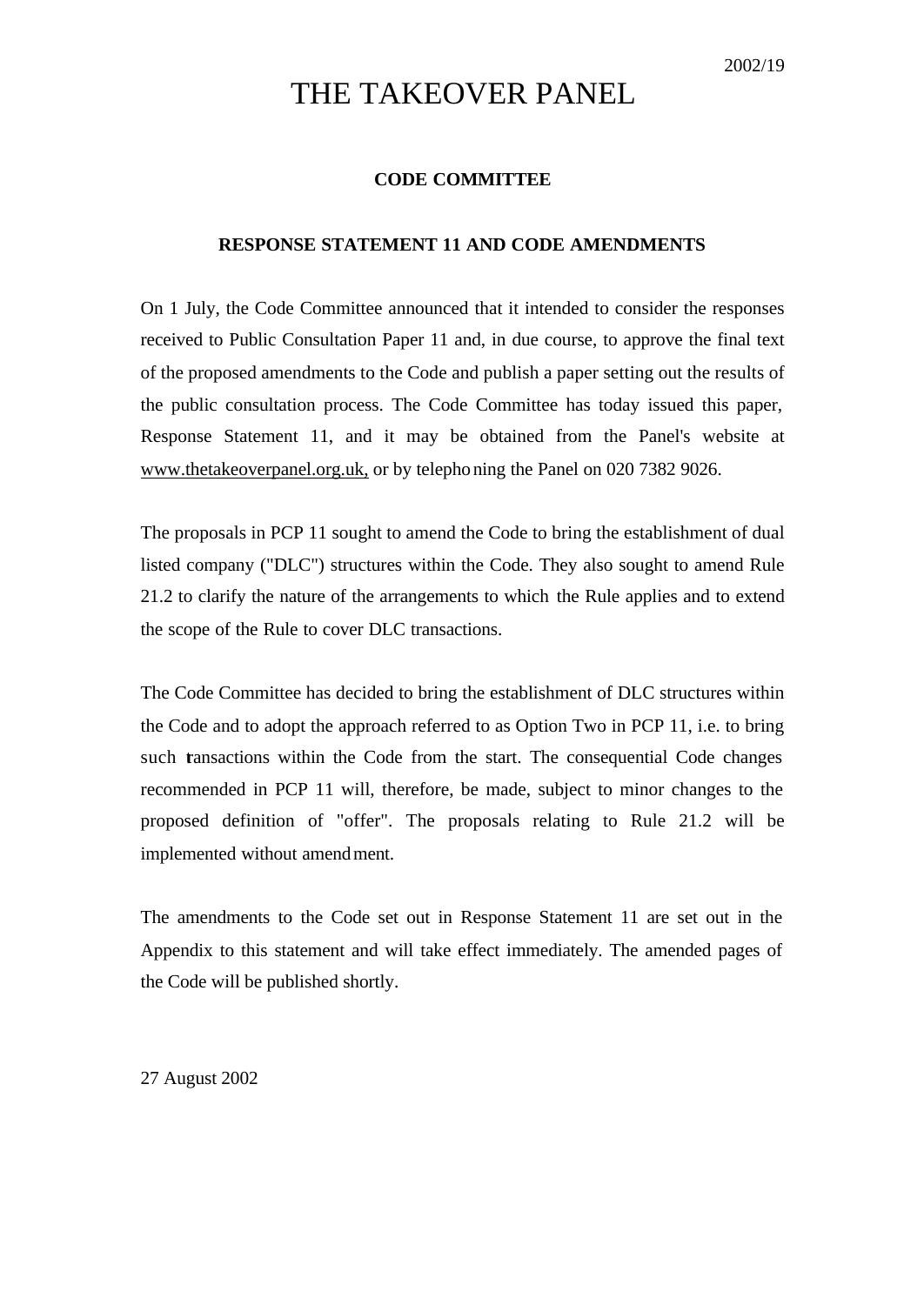2002/19

# THE TAKEOVER PANEL

## CODE COMMITTEE

### RESPONSE STATEMENT 11 AND CODE AMENDMENTS

On 1 July, the Code Committee announced that it intended to consider the responses received to Public Consultation Paper 11 and, in due course, to approve the final text of the proposed amendments to the Code and publish a paper setting out the results of the public consultation process. The Code Committee has today issued this paper, Response Statement 11, and it may be obtained from the Panel's website at www.thetakeoverpanel.org.uk, or by telephoning the Panel on 020 7382 9026.

The proposals in PCP 11 sought to amend the Code to bring the establishment of dual listed company ("DLC") structures within the Code. They also sought to amend Rule 21.2 to clarify the nature of the arrangements to which the Rule applies and to extend the scope of the Rule to cover DLC transactions.

The Code Committee has decided to bring the establishment of DLC structures within the Code and to adopt the approach referred to as Option Two in PCP 11, i.e. to bring such transactions within the Code from the start. The consequential Code changes recommended in PCP 11 will, therefore, be made, subject to minor changes to the proposed definition of "offer". The proposals relating to Rule 21.2 will be implemented without amendment.

The amendments to the Code set out in Response Statement 11 are set out in the Appendix to this statement and will take effect immediately. The amended pages of the Code will be published shortly.

27 August 2002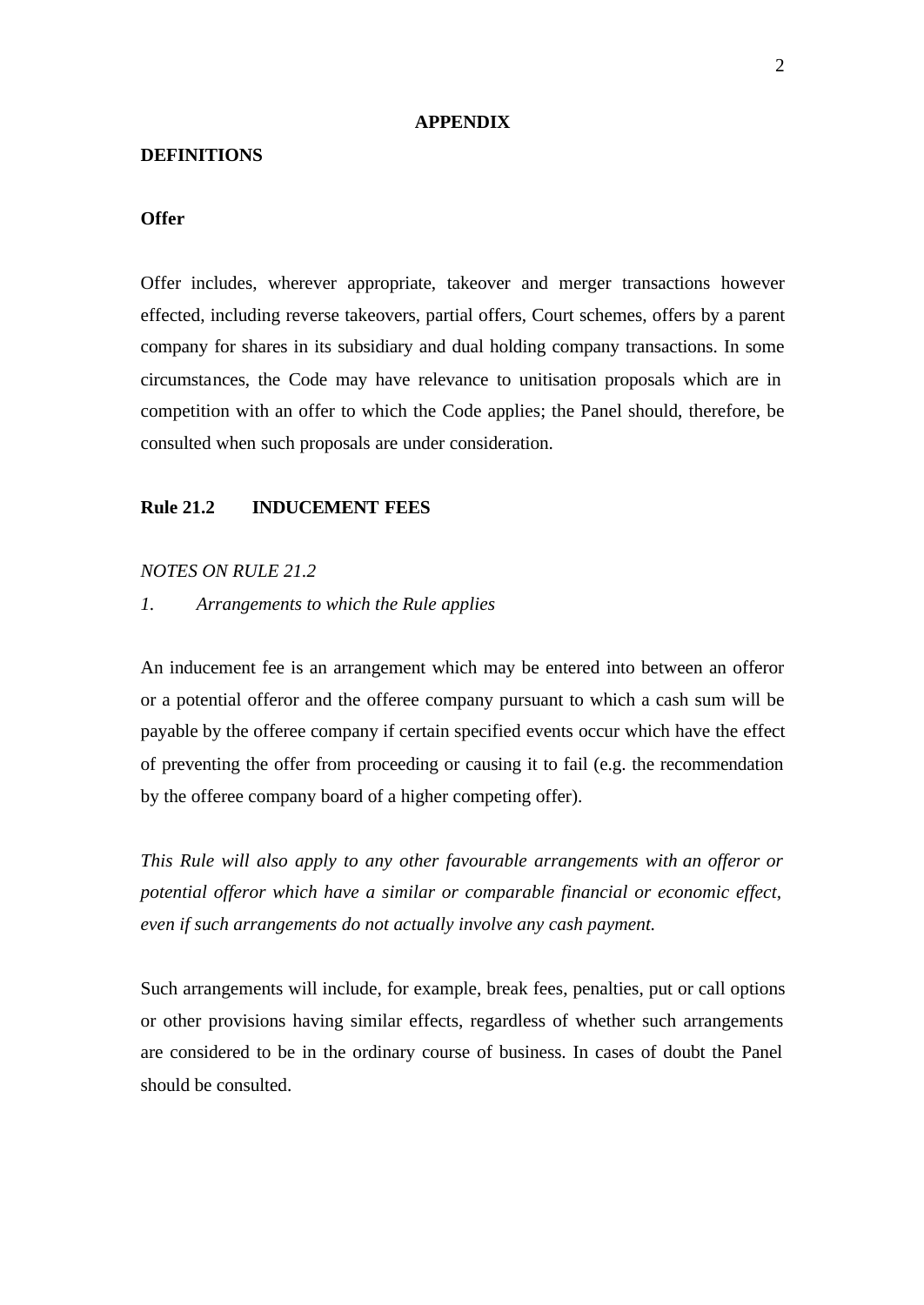## APPENDIX

### DEFINITIONS

#### Offer

Offer includes, wherever appropriate, takeover and merger transactions however effected, including reverse takeovers, partial offers, Court schemes, offers by a parent company for shares in its subsidiary and dual holding company transactions. In some circumstances, the Code may have relevance to unitisation proposals which are in competition with an offer to which the Code applies; the Panel should, therefore, be consulted when such proposals are under consideration.

### Rule 21.2 INDUCEMENT FEES

*NOTES ON RULE 21.2*

*1. Arrangements to which the Rule applies*

An inducement fee is an arrangement which may be entered into between an offeror or a potential offeror and the offeree company pursuant to which a cash sum will be payable by the offeree company if certain specified events occur which have the effect of preventing the offer from proceeding or causing it to fail (e.g. the recommendation by the offeree company board of a higher competing offer).

*This Rule will also apply to any other favourable arrangements with an offeror or potential offeror which have a similar or comparable financial or economic effect, even if such arrangements do not actually involve any cash payment.*

Such arrangements will include, for example, break fees, penalties, put or call options or other provisions having similar effects, regardless of whether such arrangements are considered to be in the ordinary course of business. In cases of doubt the Panel should be consulted.